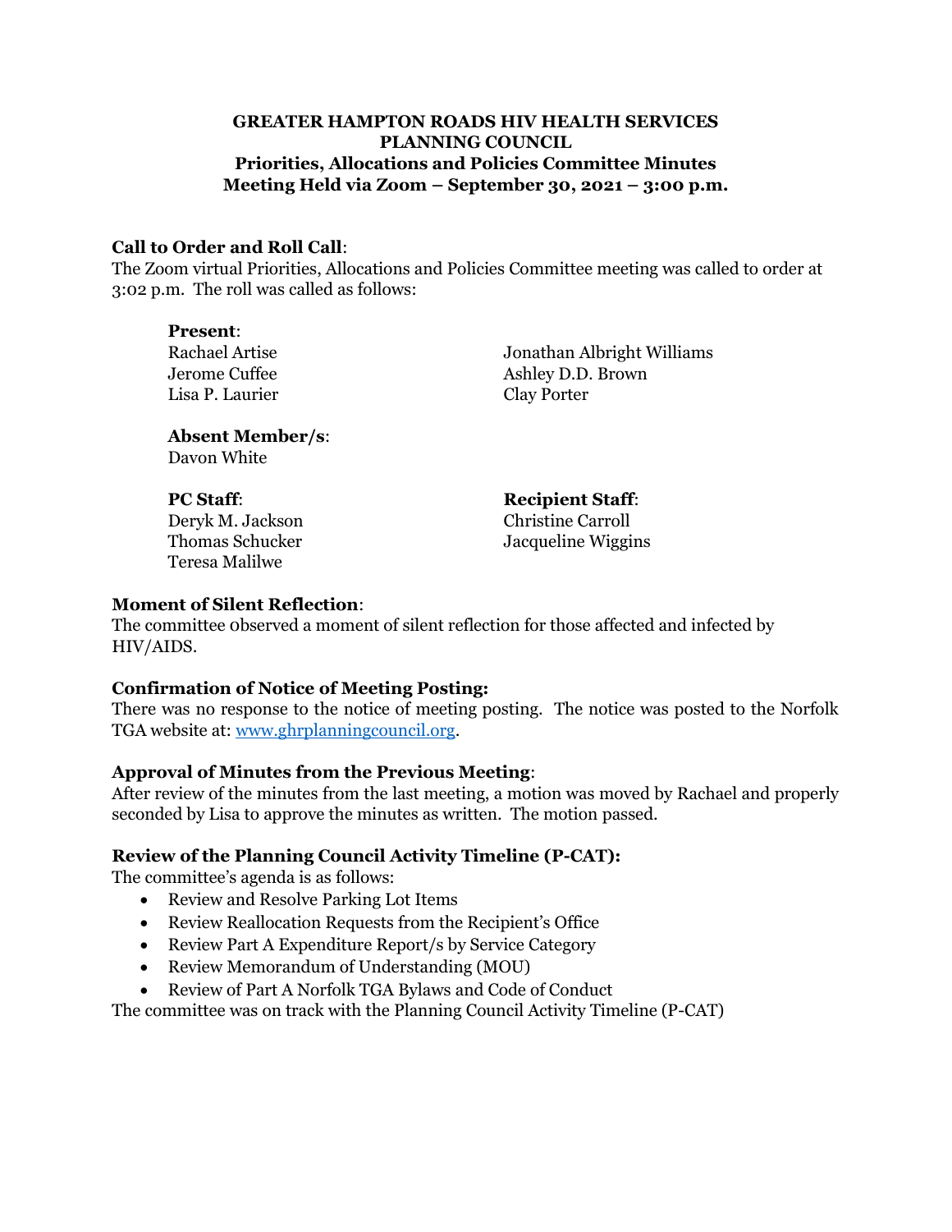**GREATER HAMPTON ROADS HIV HEALTH SERVICES PLANNING COUNCIL**
**Priorities, Allocations and Policies Committee Minutes**
**Meeting Held via Zoom – September 30, 2021 – 3:00 p.m.**

**Call to Order and Roll Call**:
The Zoom virtual Priorities, Allocations and Policies Committee meeting was called to order at 3:02 p.m. The roll was called as follows:

**Present**:
Rachael Artise
Jerome Cuffee
Lisa P. Laurier
Jonathan Albright Williams
Ashley D.D. Brown
Clay Porter

**Absent Member/s**:
Davon White

**PC Staff**:
Deryk M. Jackson
Thomas Schucker
Teresa Malilwe

**Recipient Staff**:
Christine Carroll
Jacqueline Wiggins

**Moment of Silent Reflection**:
The committee 0bserved a moment of silent reflection for those affected and infected by HIV/AIDS.

**Confirmation of Notice of Meeting Posting:**
There was no response to the notice of meeting posting. The notice was posted to the Norfolk TGA website at: www.ghrplanningcouncil.org.

**Approval of Minutes from the Previous Meeting**:
After review of the minutes from the last meeting, a motion was moved by Rachael and properly seconded by Lisa to approve the minutes as written. The motion passed.

**Review of the Planning Council Activity Timeline (P-CAT):**
The committee's agenda is as follows:

- Review and Resolve Parking Lot Items
- Review Reallocation Requests from the Recipient's Office
- Review Part A Expenditure Report/s by Service Category
- Review Memorandum of Understanding (MOU)
- Review of Part A Norfolk TGA Bylaws and Code of Conduct

The committee was on track with the Planning Council Activity Timeline (P-CAT)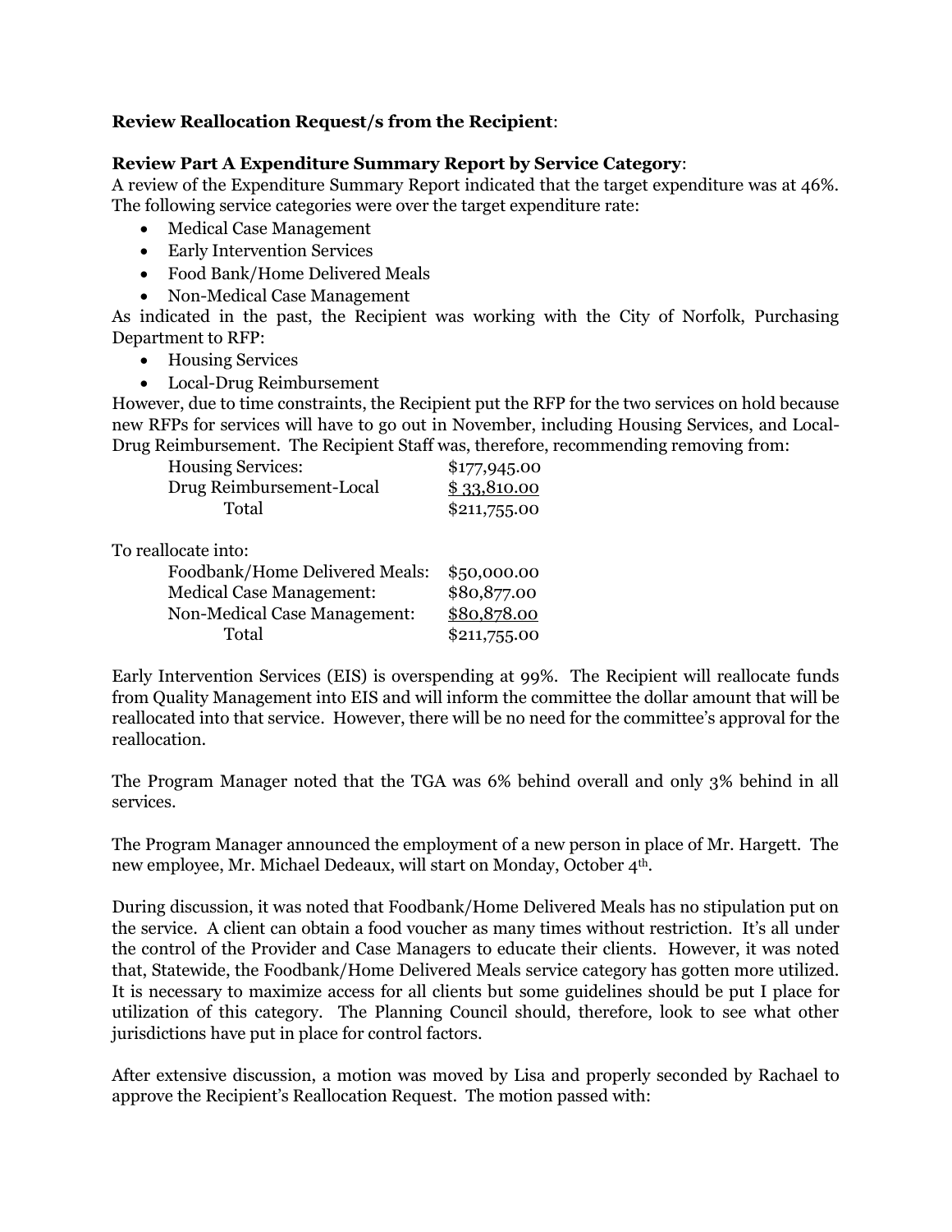**Review Reallocation Request/s from the Recipient**:

**Review Part A Expenditure Summary Report by Service Category**:
A review of the Expenditure Summary Report indicated that the target expenditure was at 46%. The following service categories were over the target expenditure rate:

- Medical Case Management
- Early Intervention Services
- Food Bank/Home Delivered Meals
- Non-Medical Case Management

As indicated in the past, the Recipient was working with the City of Norfolk, Purchasing Department to RFP:

- Housing Services
- Local-Drug Reimbursement

However, due to time constraints, the Recipient put the RFP for the two services on hold because new RFPs for services will have to go out in November, including Housing Services, and Local-Drug Reimbursement. The Recipient Staff was, therefore, recommending removing from:

| | |
|---|---|
| Housing Services: | $177,945.00 |
| Drug Reimbursement-Local | $ 33,810.00 |
| Total | $211,755.00 |

To reallocate into:

| | |
|---|---|
| Foodbank/Home Delivered Meals: | $50,000.00 |
| Medical Case Management: | $80,877.00 |
| Non-Medical Case Management: | $80,878.00 |
| Total | $211,755.00 |

Early Intervention Services (EIS) is overspending at 99%. The Recipient will reallocate funds from Quality Management into EIS and will inform the committee the dollar amount that will be reallocated into that service. However, there will be no need for the committee's approval for the reallocation.

The Program Manager noted that the TGA was 6% behind overall and only 3% behind in all services.

The Program Manager announced the employment of a new person in place of Mr. Hargett. The new employee, Mr. Michael Dedeaux, will start on Monday, October 4th.

During discussion, it was noted that Foodbank/Home Delivered Meals has no stipulation put on the service. A client can obtain a food voucher as many times without restriction. It's all under the control of the Provider and Case Managers to educate their clients. However, it was noted that, Statewide, the Foodbank/Home Delivered Meals service category has gotten more utilized. It is necessary to maximize access for all clients but some guidelines should be put I place for utilization of this category. The Planning Council should, therefore, look to see what other jurisdictions have put in place for control factors.

After extensive discussion, a motion was moved by Lisa and properly seconded by Rachael to approve the Recipient's Reallocation Request. The motion passed with: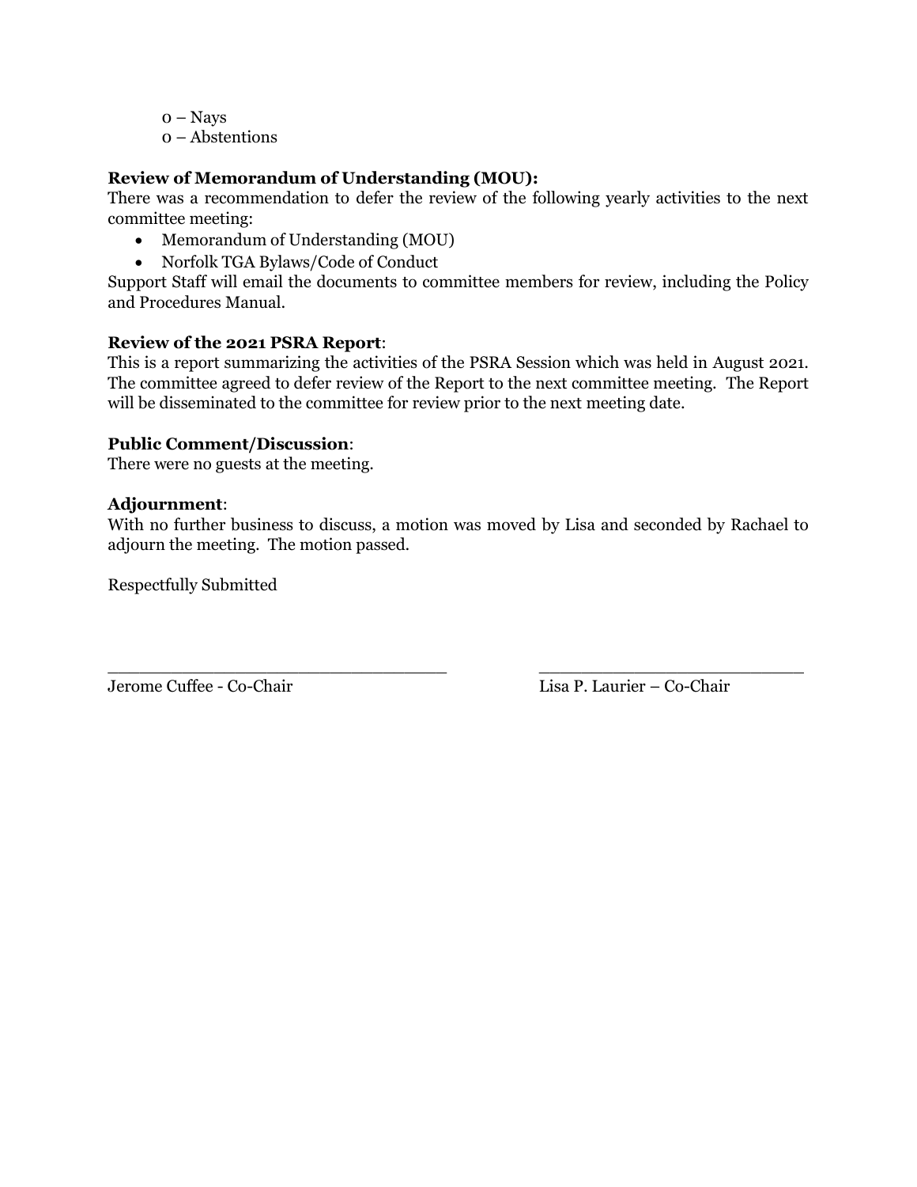0 – Nays
0 – Abstentions

**Review of Memorandum of Understanding (MOU):**
There was a recommendation to defer the review of the following yearly activities to the next committee meeting:

- Memorandum of Understanding (MOU)
- Norfolk TGA Bylaws/Code of Conduct

Support Staff will email the documents to committee members for review, including the Policy and Procedures Manual.

**Review of the 2021 PSRA Report**:
This is a report summarizing the activities of the PSRA Session which was held in August 2021. The committee agreed to defer review of the Report to the next committee meeting. The Report will be disseminated to the committee for review prior to the next meeting date.

**Public Comment/Discussion**:
There were no guests at the meeting.

**Adjournment**:
With no further business to discuss, a motion was moved by Lisa and seconded by Rachael to adjourn the meeting. The motion passed.

Respectfully Submitted

\_\_\_\_\_\_\_\_\_\_\_\_\_\_\_\_\_\_\_\_\_\_\_\_\_\_\_\_\_\_\_\_\_\_
Jerome Cuffee - Co-Chair

\_\_\_\_\_\_\_\_\_\_\_\_\_\_\_\_\_\_\_\_\_\_\_\_\_\_\_\_\_\_
Lisa P. Laurier – Co-Chair